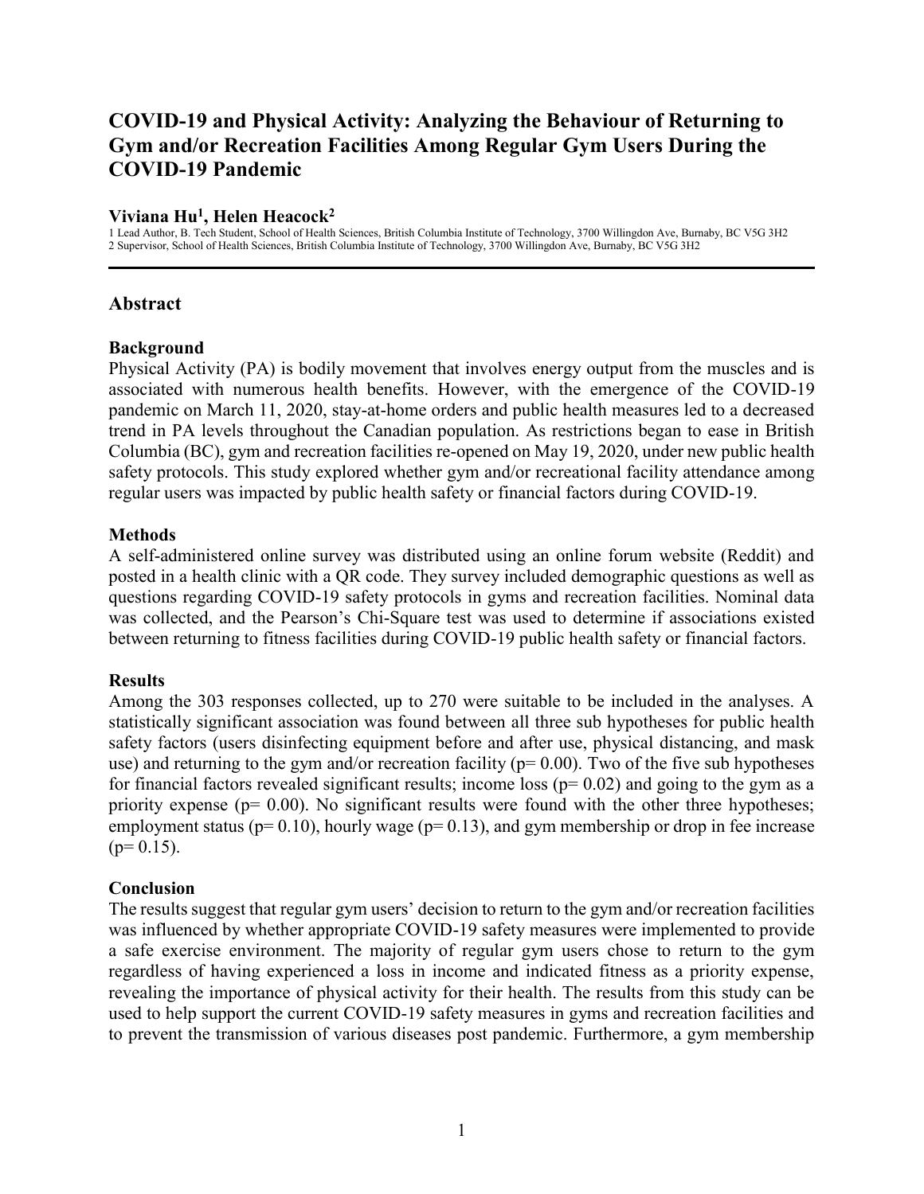# COVID-19 and Physical Activity: Analyzing the Behaviour of Returning to Gym and/or Recreation Facilities Among Regular Gym Users During the COVID-19 Pandemic

**Viviana Hu[1], Helen Heacock[2]**

1 Lead Author, B. Tech Student, School of Health Sciences, British Columbia Institute of Technology, 3700 Willingdon Ave, Burnaby, BC V5G 3H2
2 Supervisor, School of Health Sciences, British Columbia Institute of Technology, 3700 Willingdon Ave, Burnaby, BC V5G 3H2

## Abstract

### Background

Physical Activity (PA) is bodily movement that involves energy output from the muscles and is associated with numerous health benefits. However, with the emergence of the COVID-19 pandemic on March 11, 2020, stay-at-home orders and public health measures led to a decreased trend in PA levels throughout the Canadian population. As restrictions began to ease in British Columbia (BC), gym and recreation facilities re-opened on May 19, 2020, under new public health safety protocols. This study explored whether gym and/or recreational facility attendance among regular users was impacted by public health safety or financial factors during COVID-19.

### Methods

A self-administered online survey was distributed using an online forum website (Reddit) and posted in a health clinic with a QR code. They survey included demographic questions as well as questions regarding COVID-19 safety protocols in gyms and recreation facilities. Nominal data was collected, and the Pearson's Chi-Square test was used to determine if associations existed between returning to fitness facilities during COVID-19 public health safety or financial factors.

### Results

Among the 303 responses collected, up to 270 were suitable to be included in the analyses. A statistically significant association was found between all three sub hypotheses for public health safety factors (users disinfecting equipment before and after use, physical distancing, and mask use) and returning to the gym and/or recreation facility ($p = 0.00$). Two of the five sub hypotheses for financial factors revealed significant results; income loss ($p = 0.02$) and going to the gym as a priority expense ($p = 0.00$). No significant results were found with the other three hypotheses; employment status ($p = 0.10$), hourly wage ($p = 0.13$), and gym membership or drop in fee increase ($p = 0.15$).

### Conclusion

The results suggest that regular gym users' decision to return to the gym and/or recreation facilities was influenced by whether appropriate COVID-19 safety measures were implemented to provide a safe exercise environment. The majority of regular gym users chose to return to the gym regardless of having experienced a loss in income and indicated fitness as a priority expense, revealing the importance of physical activity for their health. The results from this study can be used to help support the current COVID-19 safety measures in gyms and recreation facilities and to prevent the transmission of various diseases post pandemic. Furthermore, a gym membership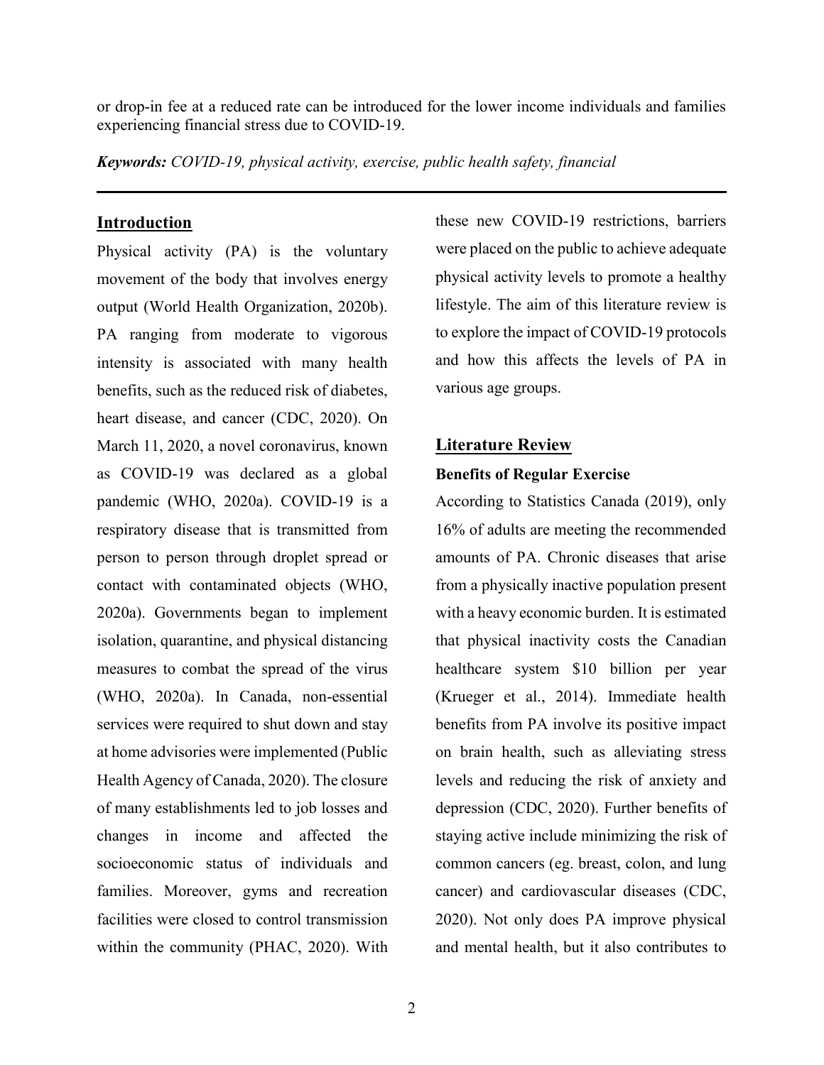or drop-in fee at a reduced rate can be introduced for the lower income individuals and families experiencing financial stress due to COVID-19.

***Keywords:*** *COVID-19, physical activity, exercise, public health safety, financial*

---

## Introduction

Physical activity (PA) is the voluntary movement of the body that involves energy output (World Health Organization, 2020b). PA ranging from moderate to vigorous intensity is associated with many health benefits, such as the reduced risk of diabetes, heart disease, and cancer (CDC, 2020). On March 11, 2020, a novel coronavirus, known as COVID-19 was declared as a global pandemic (WHO, 2020a). COVID-19 is a respiratory disease that is transmitted from person to person through droplet spread or contact with contaminated objects (WHO, 2020a). Governments began to implement isolation, quarantine, and physical distancing measures to combat the spread of the virus (WHO, 2020a). In Canada, non-essential services were required to shut down and stay at home advisories were implemented (Public Health Agency of Canada, 2020). The closure of many establishments led to job losses and changes in income and affected the socioeconomic status of individuals and families. Moreover, gyms and recreation facilities were closed to control transmission within the community (PHAC, 2020). With these new COVID-19 restrictions, barriers were placed on the public to achieve adequate physical activity levels to promote a healthy lifestyle. The aim of this literature review is to explore the impact of COVID-19 protocols and how this affects the levels of PA in various age groups.

## Literature Review

### Benefits of Regular Exercise

According to Statistics Canada (2019), only 16% of adults are meeting the recommended amounts of PA. Chronic diseases that arise from a physically inactive population present with a heavy economic burden. It is estimated that physical inactivity costs the Canadian healthcare system $10 billion per year (Krueger et al., 2014). Immediate health benefits from PA involve its positive impact on brain health, such as alleviating stress levels and reducing the risk of anxiety and depression (CDC, 2020). Further benefits of staying active include minimizing the risk of common cancers (eg. breast, colon, and lung cancer) and cardiovascular diseases (CDC, 2020). Not only does PA improve physical and mental health, but it also contributes to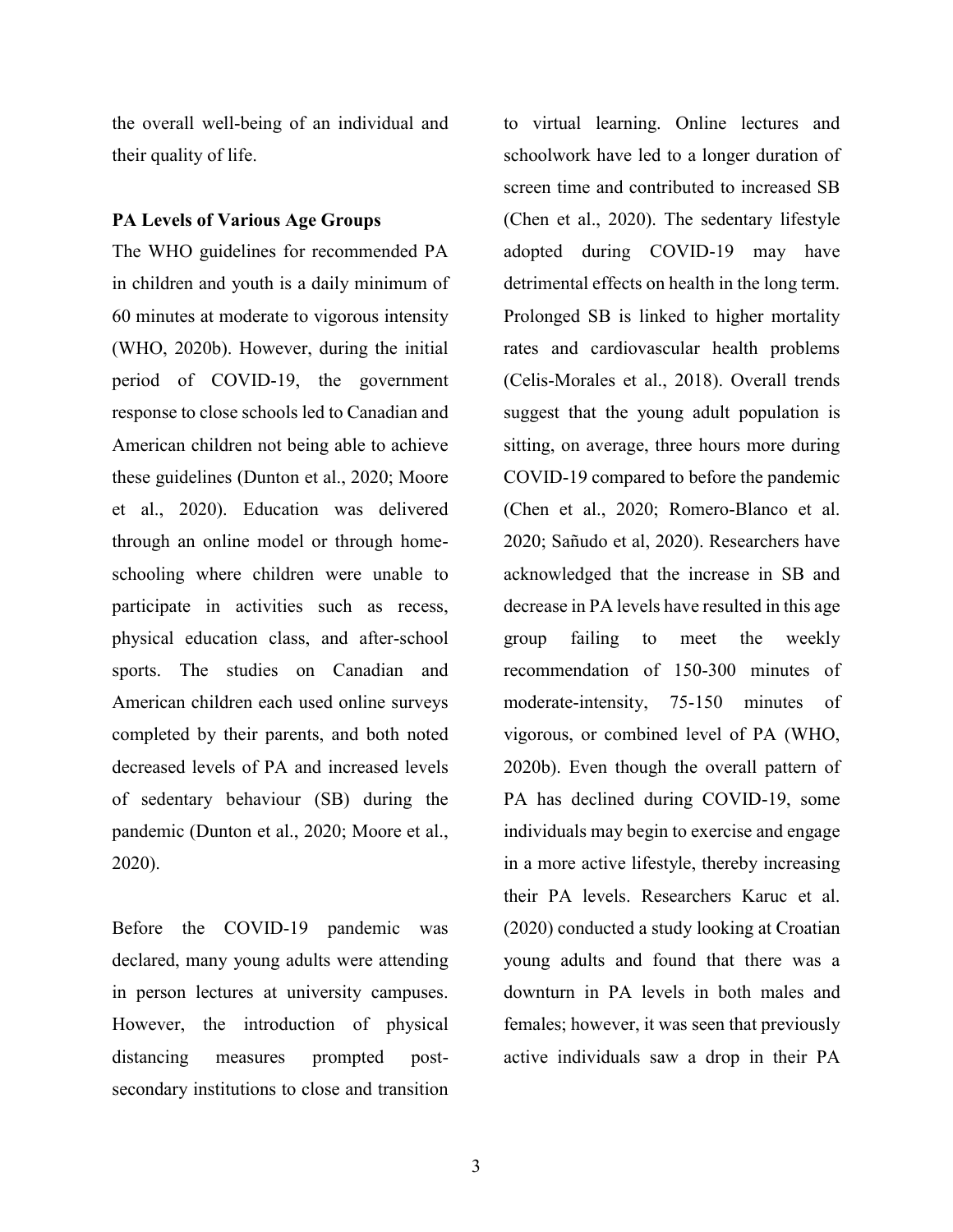the overall well-being of an individual and their quality of life.

**PA Levels of Various Age Groups**

The WHO guidelines for recommended PA in children and youth is a daily minimum of 60 minutes at moderate to vigorous intensity (WHO, 2020b). However, during the initial period of COVID-19, the government response to close schools led to Canadian and American children not being able to achieve these guidelines (Dunton et al., 2020; Moore et al., 2020). Education was delivered through an online model or through home-schooling where children were unable to participate in activities such as recess, physical education class, and after-school sports. The studies on Canadian and American children each used online surveys completed by their parents, and both noted decreased levels of PA and increased levels of sedentary behaviour (SB) during the pandemic (Dunton et al., 2020; Moore et al., 2020).

Before the COVID-19 pandemic was declared, many young adults were attending in person lectures at university campuses. However, the introduction of physical distancing measures prompted post-secondary institutions to close and transition to virtual learning. Online lectures and schoolwork have led to a longer duration of screen time and contributed to increased SB (Chen et al., 2020). The sedentary lifestyle adopted during COVID-19 may have detrimental effects on health in the long term. Prolonged SB is linked to higher mortality rates and cardiovascular health problems (Celis-Morales et al., 2018). Overall trends suggest that the young adult population is sitting, on average, three hours more during COVID-19 compared to before the pandemic (Chen et al., 2020; Romero-Blanco et al. 2020; Sañudo et al, 2020). Researchers have acknowledged that the increase in SB and decrease in PA levels have resulted in this age group failing to meet the weekly recommendation of 150-300 minutes of moderate-intensity, 75-150 minutes of vigorous, or combined level of PA (WHO, 2020b). Even though the overall pattern of PA has declined during COVID-19, some individuals may begin to exercise and engage in a more active lifestyle, thereby increasing their PA levels. Researchers Karuc et al. (2020) conducted a study looking at Croatian young adults and found that there was a downturn in PA levels in both males and females; however, it was seen that previously active individuals saw a drop in their PA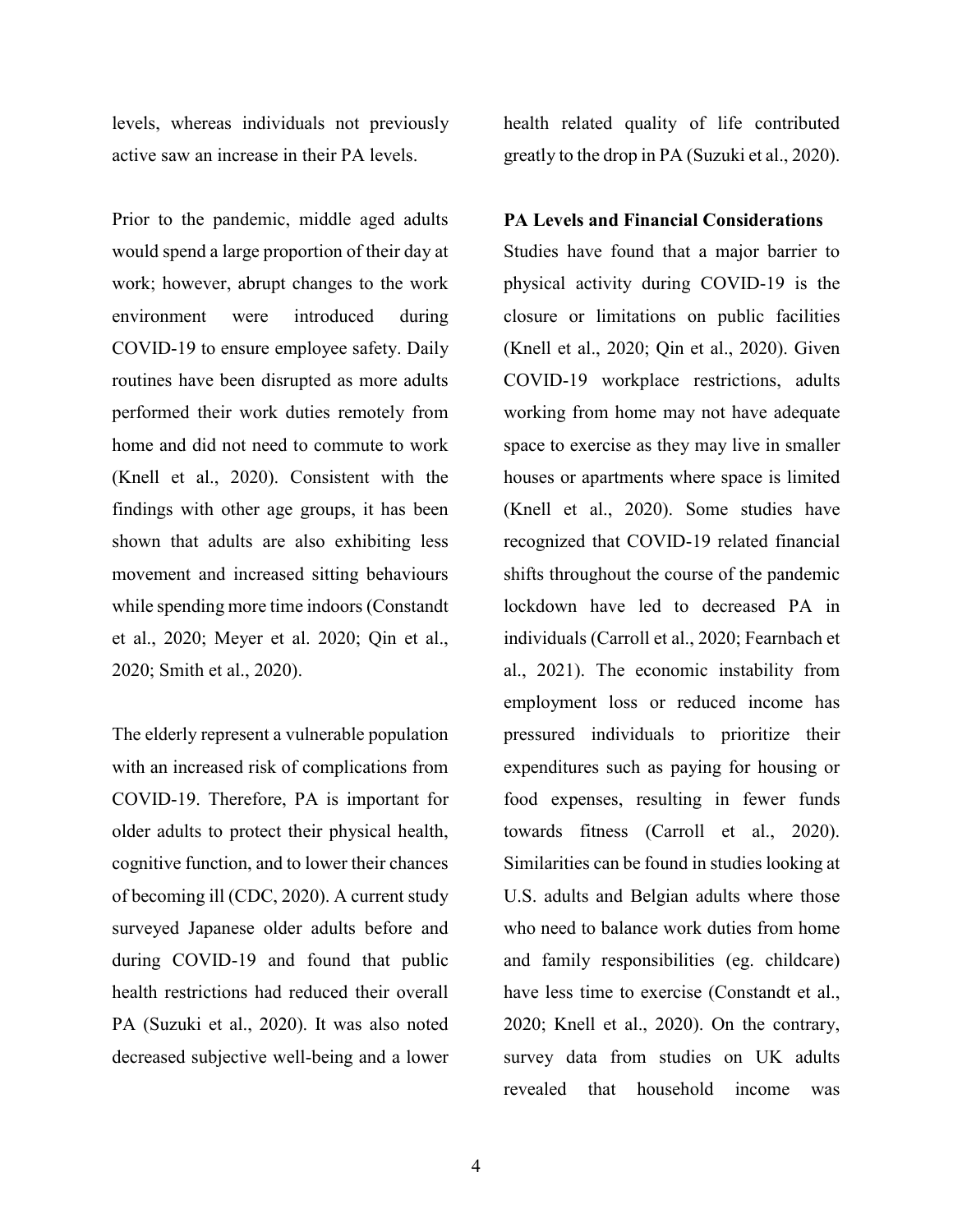levels, whereas individuals not previously active saw an increase in their PA levels.

Prior to the pandemic, middle aged adults would spend a large proportion of their day at work; however, abrupt changes to the work environment were introduced during COVID-19 to ensure employee safety. Daily routines have been disrupted as more adults performed their work duties remotely from home and did not need to commute to work (Knell et al., 2020). Consistent with the findings with other age groups, it has been shown that adults are also exhibiting less movement and increased sitting behaviours while spending more time indoors (Constandt et al., 2020; Meyer et al. 2020; Qin et al., 2020; Smith et al., 2020).

The elderly represent a vulnerable population with an increased risk of complications from COVID-19. Therefore, PA is important for older adults to protect their physical health, cognitive function, and to lower their chances of becoming ill (CDC, 2020). A current study surveyed Japanese older adults before and during COVID-19 and found that public health restrictions had reduced their overall PA (Suzuki et al., 2020). It was also noted decreased subjective well-being and a lower health related quality of life contributed greatly to the drop in PA (Suzuki et al., 2020).

**PA Levels and Financial Considerations**

Studies have found that a major barrier to physical activity during COVID-19 is the closure or limitations on public facilities (Knell et al., 2020; Qin et al., 2020). Given COVID-19 workplace restrictions, adults working from home may not have adequate space to exercise as they may live in smaller houses or apartments where space is limited (Knell et al., 2020). Some studies have recognized that COVID-19 related financial shifts throughout the course of the pandemic lockdown have led to decreased PA in individuals (Carroll et al., 2020; Fearnbach et al., 2021). The economic instability from employment loss or reduced income has pressured individuals to prioritize their expenditures such as paying for housing or food expenses, resulting in fewer funds towards fitness (Carroll et al., 2020). Similarities can be found in studies looking at U.S. adults and Belgian adults where those who need to balance work duties from home and family responsibilities (eg. childcare) have less time to exercise (Constandt et al., 2020; Knell et al., 2020). On the contrary, survey data from studies on UK adults revealed that household income was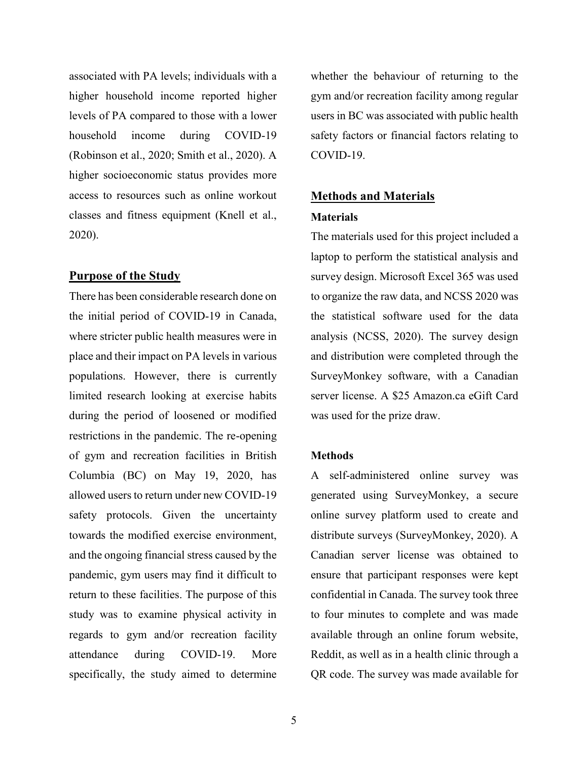associated with PA levels; individuals with a higher household income reported higher levels of PA compared to those with a lower household income during COVID-19 (Robinson et al., 2020; Smith et al., 2020). A higher socioeconomic status provides more access to resources such as online workout classes and fitness equipment (Knell et al., 2020).

## Purpose of the Study

There has been considerable research done on the initial period of COVID-19 in Canada, where stricter public health measures were in place and their impact on PA levels in various populations. However, there is currently limited research looking at exercise habits during the period of loosened or modified restrictions in the pandemic. The re-opening of gym and recreation facilities in British Columbia (BC) on May 19, 2020, has allowed users to return under new COVID-19 safety protocols. Given the uncertainty towards the modified exercise environment, and the ongoing financial stress caused by the pandemic, gym users may find it difficult to return to these facilities. The purpose of this study was to examine physical activity in regards to gym and/or recreation facility attendance during COVID-19. More specifically, the study aimed to determine whether the behaviour of returning to the gym and/or recreation facility among regular users in BC was associated with public health safety factors or financial factors relating to COVID-19.

## Methods and Materials

### Materials

The materials used for this project included a laptop to perform the statistical analysis and survey design. Microsoft Excel 365 was used to organize the raw data, and NCSS 2020 was the statistical software used for the data analysis (NCSS, 2020). The survey design and distribution were completed through the SurveyMonkey software, with a Canadian server license. A $25 Amazon.ca eGift Card was used for the prize draw.

### Methods

A self-administered online survey was generated using SurveyMonkey, a secure online survey platform used to create and distribute surveys (SurveyMonkey, 2020). A Canadian server license was obtained to ensure that participant responses were kept confidential in Canada. The survey took three to four minutes to complete and was made available through an online forum website, Reddit, as well as in a health clinic through a QR code. The survey was made available for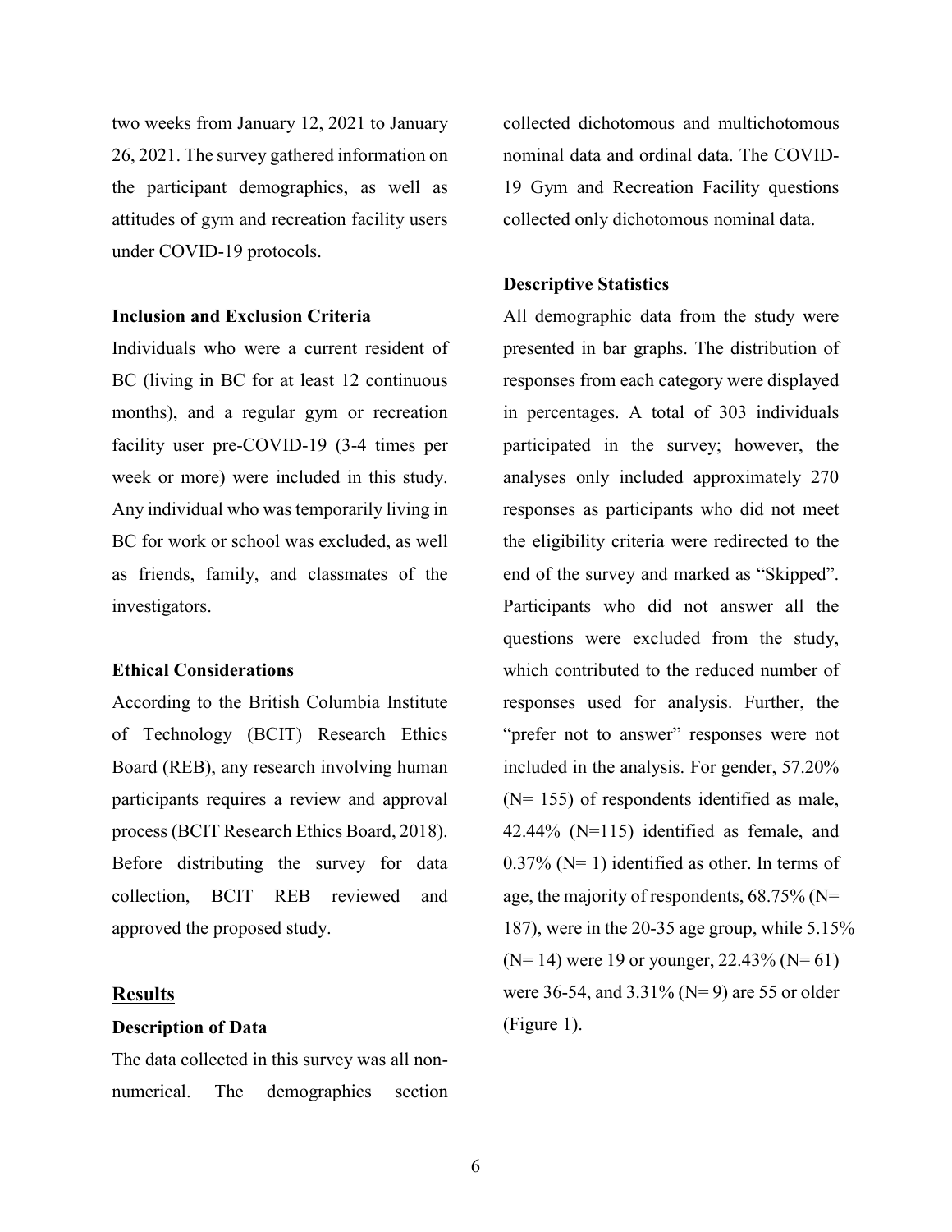two weeks from January 12, 2021 to January 26, 2021. The survey gathered information on the participant demographics, as well as attitudes of gym and recreation facility users under COVID-19 protocols.

### Inclusion and Exclusion Criteria

Individuals who were a current resident of BC (living in BC for at least 12 continuous months), and a regular gym or recreation facility user pre-COVID-19 (3-4 times per week or more) were included in this study. Any individual who was temporarily living in BC for work or school was excluded, as well as friends, family, and classmates of the investigators.

### Ethical Considerations

According to the British Columbia Institute of Technology (BCIT) Research Ethics Board (REB), any research involving human participants requires a review and approval process (BCIT Research Ethics Board, 2018). Before distributing the survey for data collection, BCIT REB reviewed and approved the proposed study.

## Results

### Description of Data

The data collected in this survey was all non-numerical. The demographics section collected dichotomous and multichotomous nominal data and ordinal data. The COVID-19 Gym and Recreation Facility questions collected only dichotomous nominal data.

### Descriptive Statistics

All demographic data from the study were presented in bar graphs. The distribution of responses from each category were displayed in percentages. A total of 303 individuals participated in the survey; however, the analyses only included approximately 270 responses as participants who did not meet the eligibility criteria were redirected to the end of the survey and marked as "Skipped". Participants who did not answer all the questions were excluded from the study, which contributed to the reduced number of responses used for analysis. Further, the "prefer not to answer" responses were not included in the analysis. For gender, 57.20% (N= 155) of respondents identified as male, 42.44% (N=115) identified as female, and 0.37% (N= 1) identified as other. In terms of age, the majority of respondents, 68.75% (N= 187), were in the 20-35 age group, while 5.15% (N= 14) were 19 or younger, 22.43% (N= 61) were 36-54, and 3.31% (N= 9) are 55 or older (Figure 1).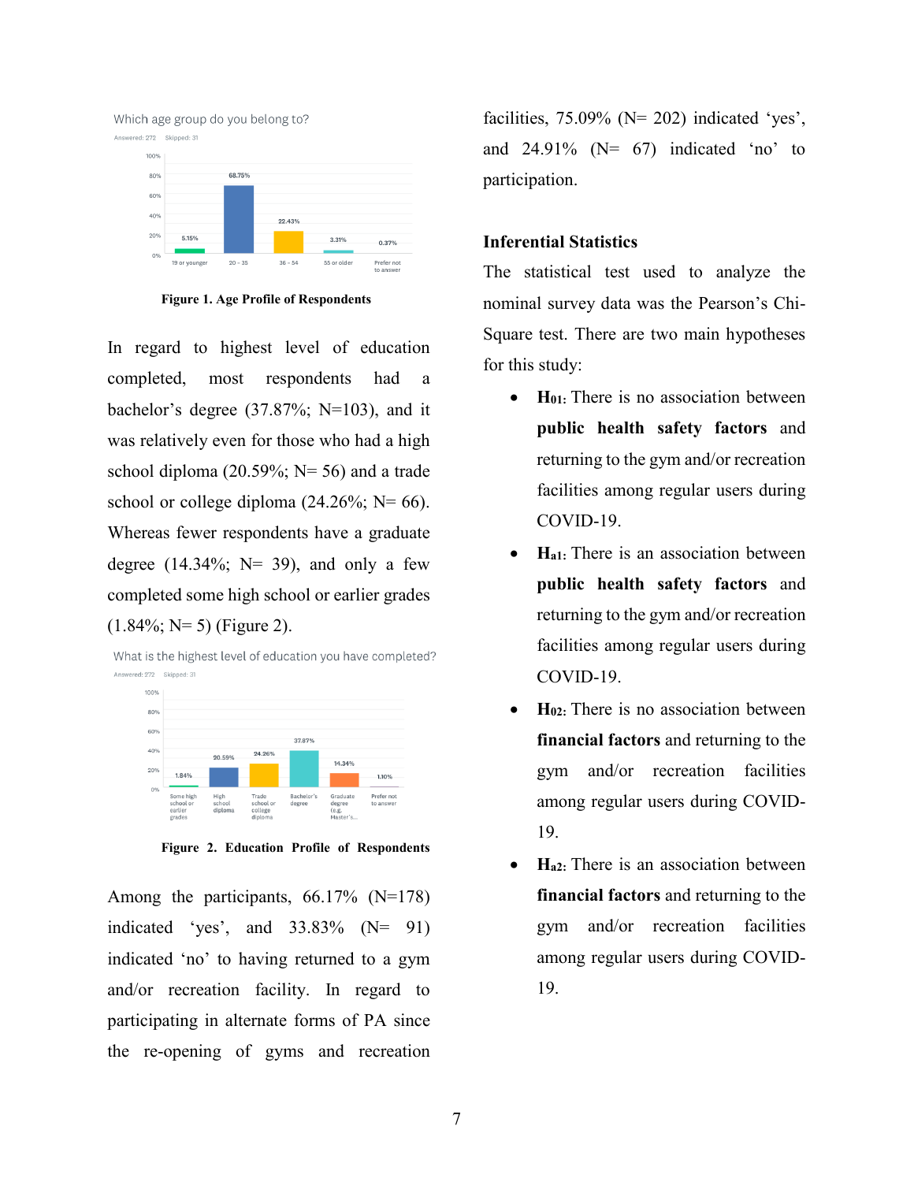Which age group do you belong to?

Answered: 272 Skipped: 31

| Age group | Percentage |
|---|---|
| 19 or younger | 5.15% |
| 20 - 35 | 68.75% |
| 36 - 54 | 22.43% |
| 55 or older | 3.31% |
| Prefer not to answer | 0.37% |

**Figure 1. Age Profile of Respondents**

In regard to highest level of education completed, most respondents had a bachelor's degree (37.87%; N=103), and it was relatively even for those who had a high school diploma (20.59%; N= 56) and a trade school or college diploma (24.26%; N= 66). Whereas fewer respondents have a graduate degree (14.34%; N= 39), and only a few completed some high school or earlier grades (1.84%; N= 5) (Figure 2).

What is the highest level of education you have completed?

Answered: 272 Skipped: 31

| Education level | Percentage |
|---|---|
| Some high school or earlier grades | 1.84% |
| High school diploma | 20.59% |
| Trade school or college diploma | 24.26% |
| Bachelor's degree | 37.87% |
| Graduate degree (e.g. Master's... | 14.34% |
| Prefer not to answer | 1.10% |

**Figure 2. Education Profile of Respondents**

Among the participants, 66.17% (N=178) indicated 'yes', and 33.83% (N= 91) indicated 'no' to having returned to a gym and/or recreation facility. In regard to participating in alternate forms of PA since the re-opening of gyms and recreation facilities, 75.09% (N= 202) indicated 'yes', and 24.91% (N= 67) indicated 'no' to participation.

### Inferential Statistics

The statistical test used to analyze the nominal survey data was the Pearson's Chi-Square test. There are two main hypotheses for this study:

- **$H_{01}$:** There is no association between **public health safety factors** and returning to the gym and/or recreation facilities among regular users during COVID-19.
- **$H_{a1}$:** There is an association between **public health safety factors** and returning to the gym and/or recreation facilities among regular users during COVID-19.
- **$H_{02}$:** There is no association between **financial factors** and returning to the gym and/or recreation facilities among regular users during COVID-19.
- **$H_{a2}$:** There is an association between **financial factors** and returning to the gym and/or recreation facilities among regular users during COVID-19.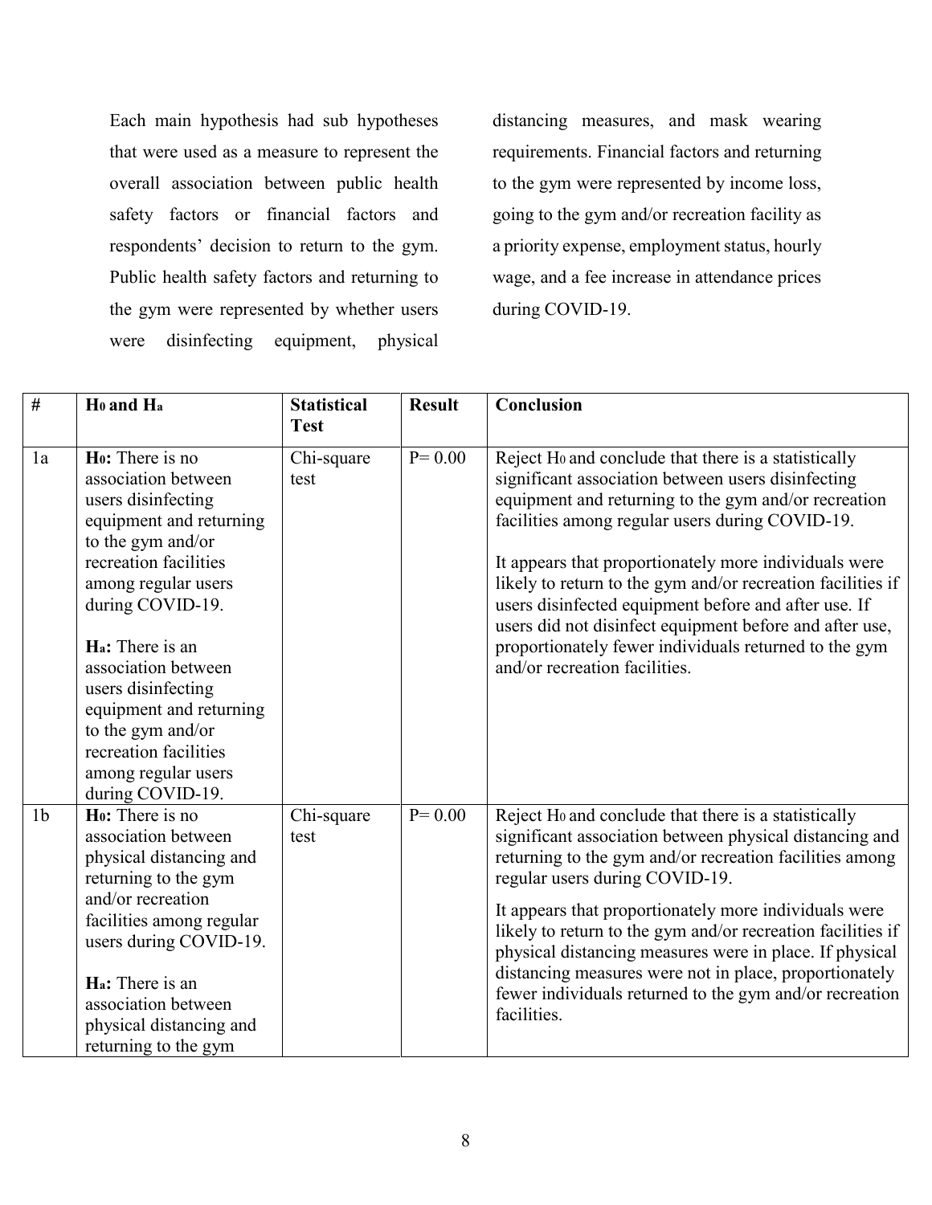Each main hypothesis had sub hypotheses that were used as a measure to represent the overall association between public health safety factors or financial factors and respondents' decision to return to the gym. Public health safety factors and returning to the gym were represented by whether users were disinfecting equipment, physical distancing measures, and mask wearing requirements. Financial factors and returning to the gym were represented by income loss, going to the gym and/or recreation facility as a priority expense, employment status, hourly wage, and a fee increase in attendance prices during COVID-19.

| # | $H_0$ and $H_a$ | Statistical Test | Result | Conclusion |
|---|---|---|---|---|
| 1a | **$H_0$:** There is no association between users disinfecting equipment and returning to the gym and/or recreation facilities among regular users during COVID-19.<br><br>**$H_a$:** There is an association between users disinfecting equipment and returning to the gym and/or recreation facilities among regular users during COVID-19. | Chi-square test | P= 0.00 | Reject $H_0$ and conclude that there is a statistically significant association between users disinfecting equipment and returning to the gym and/or recreation facilities among regular users during COVID-19.<br><br>It appears that proportionately more individuals were likely to return to the gym and/or recreation facilities if users disinfected equipment before and after use. If users did not disinfect equipment before and after use, proportionately fewer individuals returned to the gym and/or recreation facilities. |
| 1b | **$H_0$:** There is no association between physical distancing and returning to the gym and/or recreation facilities among regular users during COVID-19.<br><br>**$H_a$:** There is an association between physical distancing and returning to the gym | Chi-square test | P= 0.00 | Reject $H_0$ and conclude that there is a statistically significant association between physical distancing and returning to the gym and/or recreation facilities among regular users during COVID-19.<br><br>It appears that proportionately more individuals were likely to return to the gym and/or recreation facilities if physical distancing measures were in place. If physical distancing measures were not in place, proportionately fewer individuals returned to the gym and/or recreation facilities. |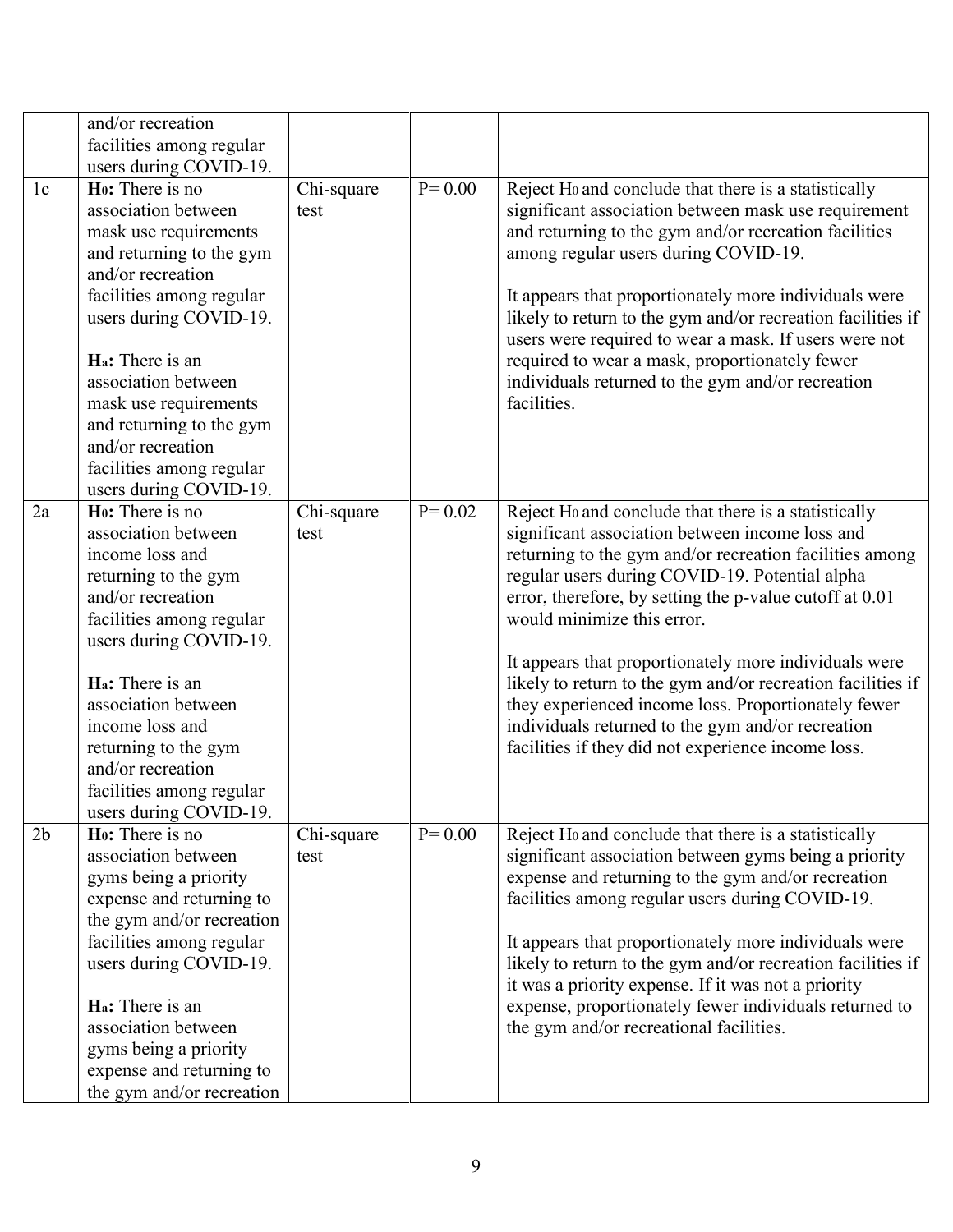| | | | | |
|---|---|---|---|---|
| | and/or recreation facilities among regular users during COVID-19. | | | |
| 1c | **$H_0$:** There is no association between mask use requirements and returning to the gym and/or recreation facilities among regular users during COVID-19.<br><br>**$H_a$:** There is an association between mask use requirements and returning to the gym and/or recreation facilities among regular users during COVID-19. | Chi-square test | P= 0.00 | Reject $H_0$ and conclude that there is a statistically significant association between mask use requirement and returning to the gym and/or recreation facilities among regular users during COVID-19.<br><br>It appears that proportionately more individuals were likely to return to the gym and/or recreation facilities if users were required to wear a mask. If users were not required to wear a mask, proportionately fewer individuals returned to the gym and/or recreation facilities. |
| 2a | **$H_0$:** There is no association between income loss and returning to the gym and/or recreation facilities among regular users during COVID-19.<br><br>**$H_a$:** There is an association between income loss and returning to the gym and/or recreation facilities among regular users during COVID-19. | Chi-square test | P= 0.02 | Reject $H_0$ and conclude that there is a statistically significant association between income loss and returning to the gym and/or recreation facilities among regular users during COVID-19. Potential alpha error, therefore, by setting the p-value cutoff at 0.01 would minimize this error.<br><br>It appears that proportionately more individuals were likely to return to the gym and/or recreation facilities if they experienced income loss. Proportionately fewer individuals returned to the gym and/or recreation facilities if they did not experience income loss. |
| 2b | **$H_0$:** There is no association between gyms being a priority expense and returning to the gym and/or recreation facilities among regular users during COVID-19.<br><br>**$H_a$:** There is an association between gyms being a priority expense and returning to the gym and/or recreation | Chi-square test | P= 0.00 | Reject $H_0$ and conclude that there is a statistically significant association between gyms being a priority expense and returning to the gym and/or recreation facilities among regular users during COVID-19.<br><br>It appears that proportionately more individuals were likely to return to the gym and/or recreation facilities if it was a priority expense. If it was not a priority expense, proportionately fewer individuals returned to the gym and/or recreational facilities. |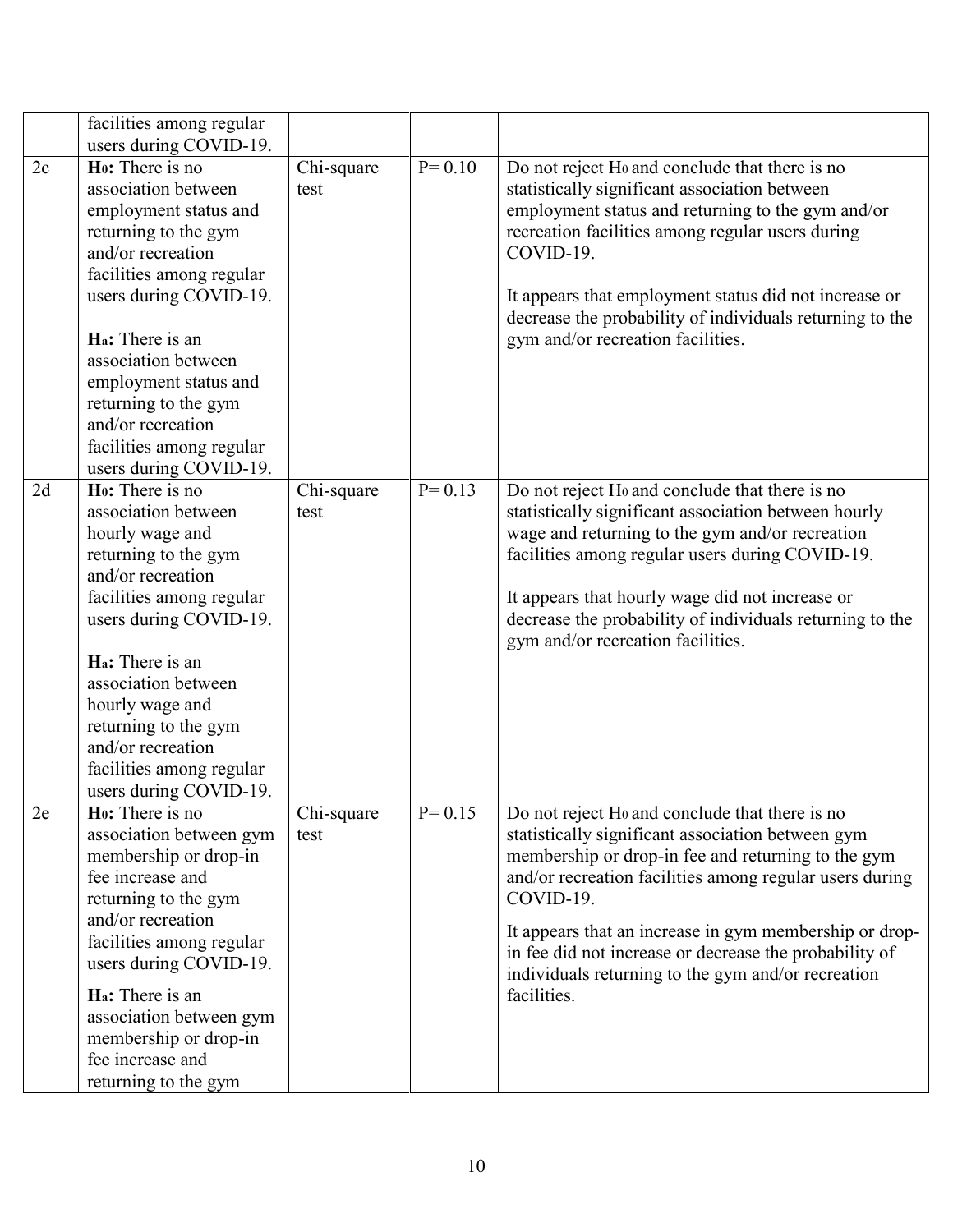| | | | | |
|---|---|---|---|---|
| | facilities among regular users during COVID-19. | | | |
| 2c | **$H_0$:** There is no association between employment status and returning to the gym and/or recreation facilities among regular users during COVID-19.<br><br>**$H_a$:** There is an association between employment status and returning to the gym and/or recreation facilities among regular users during COVID-19. | Chi-square test | $P = 0.10$ | Do not reject $H_0$ and conclude that there is no statistically significant association between employment status and returning to the gym and/or recreation facilities among regular users during COVID-19.<br><br>It appears that employment status did not increase or decrease the probability of individuals returning to the gym and/or recreation facilities. |
| 2d | **$H_0$:** There is no association between hourly wage and returning to the gym and/or recreation facilities among regular users during COVID-19.<br><br>**$H_a$:** There is an association between hourly wage and returning to the gym and/or recreation facilities among regular users during COVID-19. | Chi-square test | $P = 0.13$ | Do not reject $H_0$ and conclude that there is no statistically significant association between hourly wage and returning to the gym and/or recreation facilities among regular users during COVID-19.<br><br>It appears that hourly wage did not increase or decrease the probability of individuals returning to the gym and/or recreation facilities. |
| 2e | **$H_0$:** There is no association between gym membership or drop-in fee increase and returning to the gym and/or recreation facilities among regular users during COVID-19.<br><br>**$H_a$:** There is an association between gym membership or drop-in fee increase and returning to the gym | Chi-square test | $P = 0.15$ | Do not reject $H_0$ and conclude that there is no statistically significant association between gym membership or drop-in fee and returning to the gym and/or recreation facilities among regular users during COVID-19.<br><br>It appears that an increase in gym membership or drop-in fee did not increase or decrease the probability of individuals returning to the gym and/or recreation facilities. |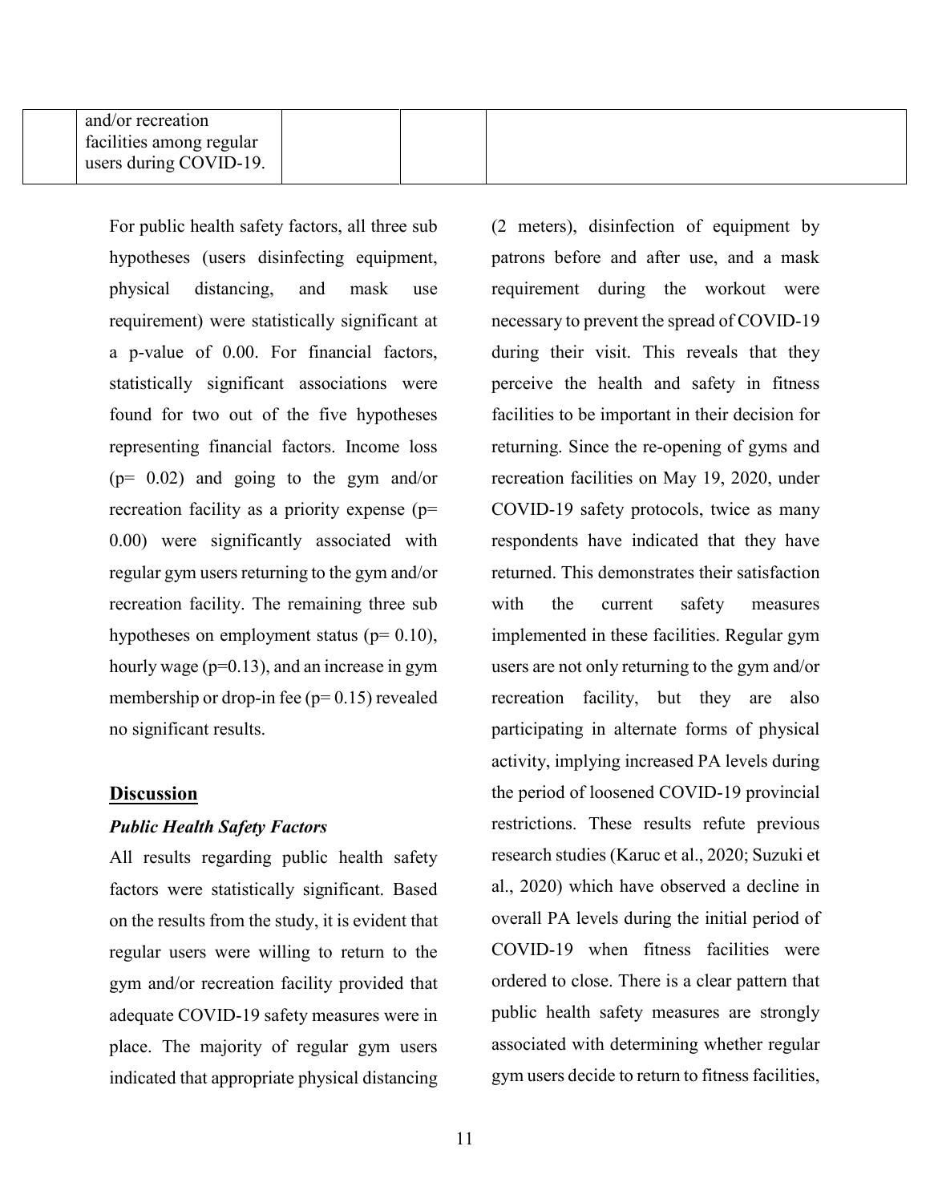| | and/or recreation facilities among regular users during COVID-19. | | | |
|---|---|---|---|---|

For public health safety factors, all three sub hypotheses (users disinfecting equipment, physical distancing, and mask use requirement) were statistically significant at a p-value of 0.00. For financial factors, statistically significant associations were found for two out of the five hypotheses representing financial factors. Income loss (p= 0.02) and going to the gym and/or recreation facility as a priority expense (p= 0.00) were significantly associated with regular gym users returning to the gym and/or recreation facility. The remaining three sub hypotheses on employment status (p= 0.10), hourly wage (p=0.13), and an increase in gym membership or drop-in fee (p= 0.15) revealed no significant results.

## Discussion

### *Public Health Safety Factors*

All results regarding public health safety factors were statistically significant. Based on the results from the study, it is evident that regular users were willing to return to the gym and/or recreation facility provided that adequate COVID-19 safety measures were in place. The majority of regular gym users indicated that appropriate physical distancing (2 meters), disinfection of equipment by patrons before and after use, and a mask requirement during the workout were necessary to prevent the spread of COVID-19 during their visit. This reveals that they perceive the health and safety in fitness facilities to be important in their decision for returning. Since the re-opening of gyms and recreation facilities on May 19, 2020, under COVID-19 safety protocols, twice as many respondents have indicated that they have returned. This demonstrates their satisfaction with the current safety measures implemented in these facilities. Regular gym users are not only returning to the gym and/or recreation facility, but they are also participating in alternate forms of physical activity, implying increased PA levels during the period of loosened COVID-19 provincial restrictions. These results refute previous research studies (Karuc et al., 2020; Suzuki et al., 2020) which have observed a decline in overall PA levels during the initial period of COVID-19 when fitness facilities were ordered to close. There is a clear pattern that public health safety measures are strongly associated with determining whether regular gym users decide to return to fitness facilities,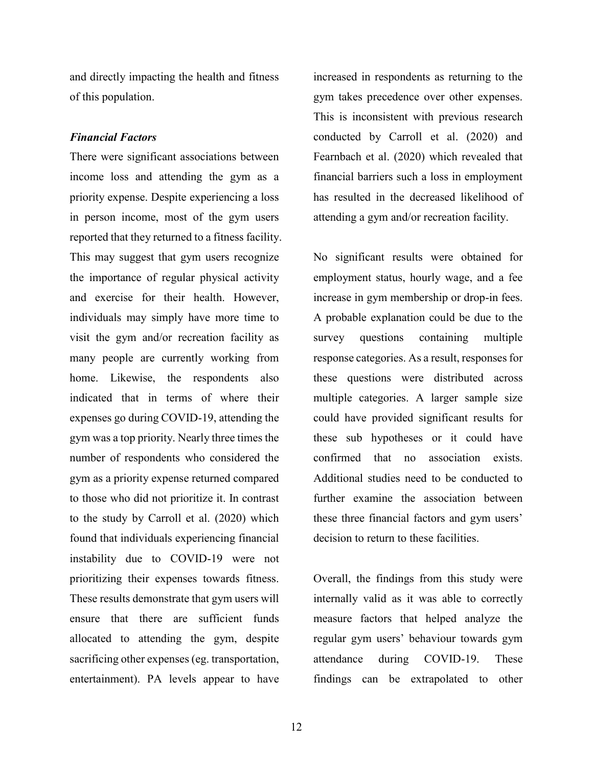and directly impacting the health and fitness of this population.

***Financial Factors***

There were significant associations between income loss and attending the gym as a priority expense. Despite experiencing a loss in person income, most of the gym users reported that they returned to a fitness facility. This may suggest that gym users recognize the importance of regular physical activity and exercise for their health. However, individuals may simply have more time to visit the gym and/or recreation facility as many people are currently working from home. Likewise, the respondents also indicated that in terms of where their expenses go during COVID-19, attending the gym was a top priority. Nearly three times the number of respondents who considered the gym as a priority expense returned compared to those who did not prioritize it. In contrast to the study by Carroll et al. (2020) which found that individuals experiencing financial instability due to COVID-19 were not prioritizing their expenses towards fitness. These results demonstrate that gym users will ensure that there are sufficient funds allocated to attending the gym, despite sacrificing other expenses (eg. transportation, entertainment). PA levels appear to have increased in respondents as returning to the gym takes precedence over other expenses. This is inconsistent with previous research conducted by Carroll et al. (2020) and Fearnbach et al. (2020) which revealed that financial barriers such a loss in employment has resulted in the decreased likelihood of attending a gym and/or recreation facility.

No significant results were obtained for employment status, hourly wage, and a fee increase in gym membership or drop-in fees. A probable explanation could be due to the survey questions containing multiple response categories. As a result, responses for these questions were distributed across multiple categories. A larger sample size could have provided significant results for these sub hypotheses or it could have confirmed that no association exists. Additional studies need to be conducted to further examine the association between these three financial factors and gym users' decision to return to these facilities.

Overall, the findings from this study were internally valid as it was able to correctly measure factors that helped analyze the regular gym users' behaviour towards gym attendance during COVID-19. These findings can be extrapolated to other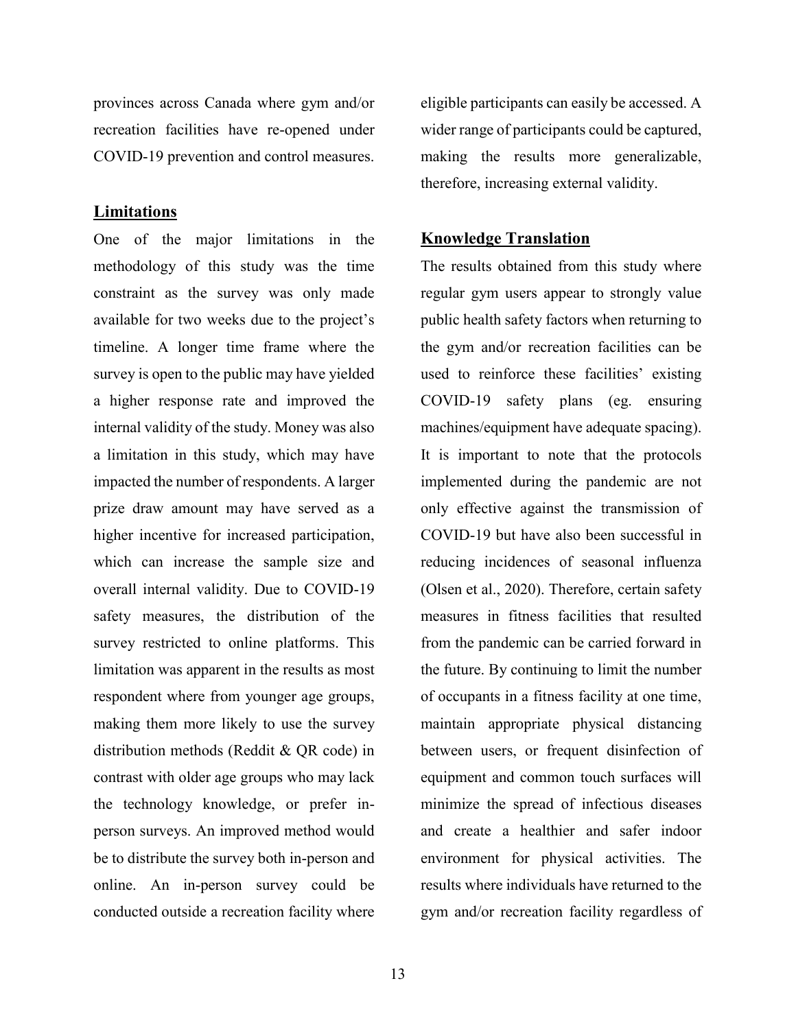provinces across Canada where gym and/or recreation facilities have re-opened under COVID-19 prevention and control measures.

## Limitations

One of the major limitations in the methodology of this study was the time constraint as the survey was only made available for two weeks due to the project's timeline. A longer time frame where the survey is open to the public may have yielded a higher response rate and improved the internal validity of the study. Money was also a limitation in this study, which may have impacted the number of respondents. A larger prize draw amount may have served as a higher incentive for increased participation, which can increase the sample size and overall internal validity. Due to COVID-19 safety measures, the distribution of the survey restricted to online platforms. This limitation was apparent in the results as most respondent where from younger age groups, making them more likely to use the survey distribution methods (Reddit & QR code) in contrast with older age groups who may lack the technology knowledge, or prefer in-person surveys. An improved method would be to distribute the survey both in-person and online. An in-person survey could be conducted outside a recreation facility where eligible participants can easily be accessed. A wider range of participants could be captured, making the results more generalizable, therefore, increasing external validity.

## Knowledge Translation

The results obtained from this study where regular gym users appear to strongly value public health safety factors when returning to the gym and/or recreation facilities can be used to reinforce these facilities' existing COVID-19 safety plans (eg. ensuring machines/equipment have adequate spacing). It is important to note that the protocols implemented during the pandemic are not only effective against the transmission of COVID-19 but have also been successful in reducing incidences of seasonal influenza (Olsen et al., 2020). Therefore, certain safety measures in fitness facilities that resulted from the pandemic can be carried forward in the future. By continuing to limit the number of occupants in a fitness facility at one time, maintain appropriate physical distancing between users, or frequent disinfection of equipment and common touch surfaces will minimize the spread of infectious diseases and create a healthier and safer indoor environment for physical activities. The results where individuals have returned to the gym and/or recreation facility regardless of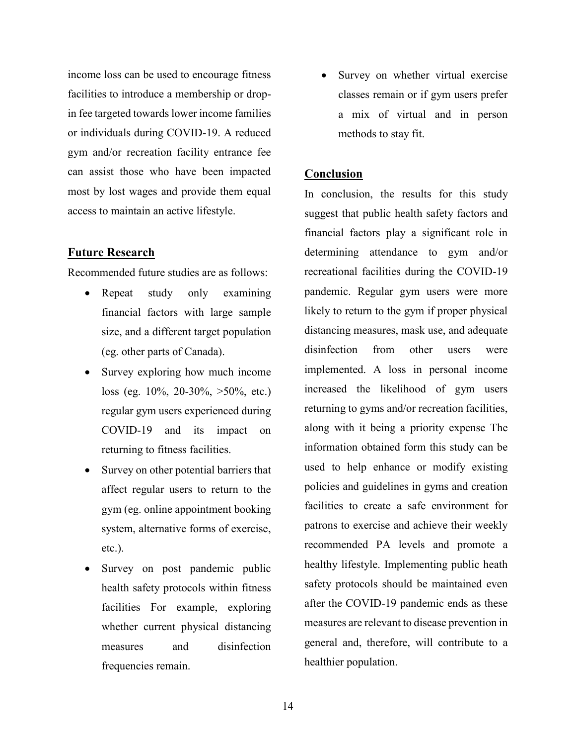income loss can be used to encourage fitness facilities to introduce a membership or drop-in fee targeted towards lower income families or individuals during COVID-19. A reduced gym and/or recreation facility entrance fee can assist those who have been impacted most by lost wages and provide them equal access to maintain an active lifestyle.

## Future Research

Recommended future studies are as follows:

- Repeat study only examining financial factors with large sample size, and a different target population (eg. other parts of Canada).
- Survey exploring how much income loss (eg. 10%, 20-30%, >50%, etc.) regular gym users experienced during COVID-19 and its impact on returning to fitness facilities.
- Survey on other potential barriers that affect regular users to return to the gym (eg. online appointment booking system, alternative forms of exercise, etc.).
- Survey on post pandemic public health safety protocols within fitness facilities For example, exploring whether current physical distancing measures and disinfection frequencies remain.
- Survey on whether virtual exercise classes remain or if gym users prefer a mix of virtual and in person methods to stay fit.

## Conclusion

In conclusion, the results for this study suggest that public health safety factors and financial factors play a significant role in determining attendance to gym and/or recreational facilities during the COVID-19 pandemic. Regular gym users were more likely to return to the gym if proper physical distancing measures, mask use, and adequate disinfection from other users were implemented. A loss in personal income increased the likelihood of gym users returning to gyms and/or recreation facilities, along with it being a priority expense The information obtained form this study can be used to help enhance or modify existing policies and guidelines in gyms and creation facilities to create a safe environment for patrons to exercise and achieve their weekly recommended PA levels and promote a healthy lifestyle. Implementing public heath safety protocols should be maintained even after the COVID-19 pandemic ends as these measures are relevant to disease prevention in general and, therefore, will contribute to a healthier population.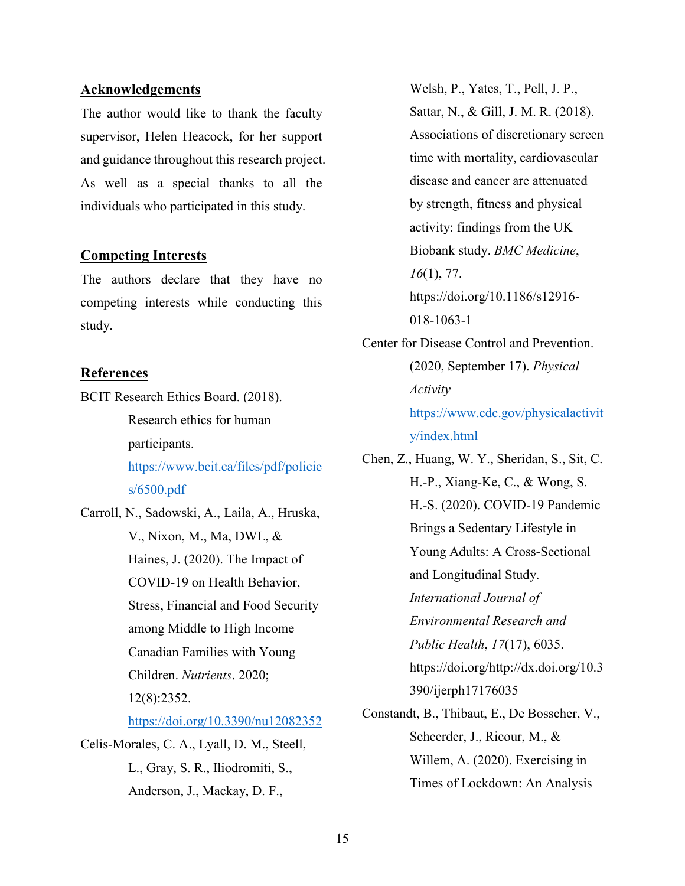## Acknowledgements

The author would like to thank the faculty supervisor, Helen Heacock, for her support and guidance throughout this research project. As well as a special thanks to all the individuals who participated in this study.

## Competing Interests

The authors declare that they have no competing interests while conducting this study.

## References

BCIT Research Ethics Board. (2018). Research ethics for human participants. https://www.bcit.ca/files/pdf/policies/6500.pdf

Carroll, N., Sadowski, A., Laila, A., Hruska, V., Nixon, M., Ma, DWL, & Haines, J. (2020). The Impact of COVID-19 on Health Behavior, Stress, Financial and Food Security among Middle to High Income Canadian Families with Young Children. *Nutrients*. 2020; 12(8):2352. https://doi.org/10.3390/nu12082352

Celis-Morales, C. A., Lyall, D. M., Steell, L., Gray, S. R., Iliodromiti, S., Anderson, J., Mackay, D. F., Welsh, P., Yates, T., Pell, J. P., Sattar, N., & Gill, J. M. R. (2018). Associations of discretionary screen time with mortality, cardiovascular disease and cancer are attenuated by strength, fitness and physical activity: findings from the UK Biobank study. *BMC Medicine*, *16*(1), 77. https://doi.org/10.1186/s12916-018-1063-1

Center for Disease Control and Prevention. (2020, September 17). *Physical Activity* https://www.cdc.gov/physicalactivity/index.html

Chen, Z., Huang, W. Y., Sheridan, S., Sit, C. H.-P., Xiang-Ke, C., & Wong, S. H.-S. (2020). COVID-19 Pandemic Brings a Sedentary Lifestyle in Young Adults: A Cross-Sectional and Longitudinal Study. *International Journal of Environmental Research and Public Health*, *17*(17), 6035. https://doi.org/http://dx.doi.org/10.3390/ijerph17176035

Constandt, B., Thibaut, E., De Bosscher, V., Scheerder, J., Ricour, M., & Willem, A. (2020). Exercising in Times of Lockdown: An Analysis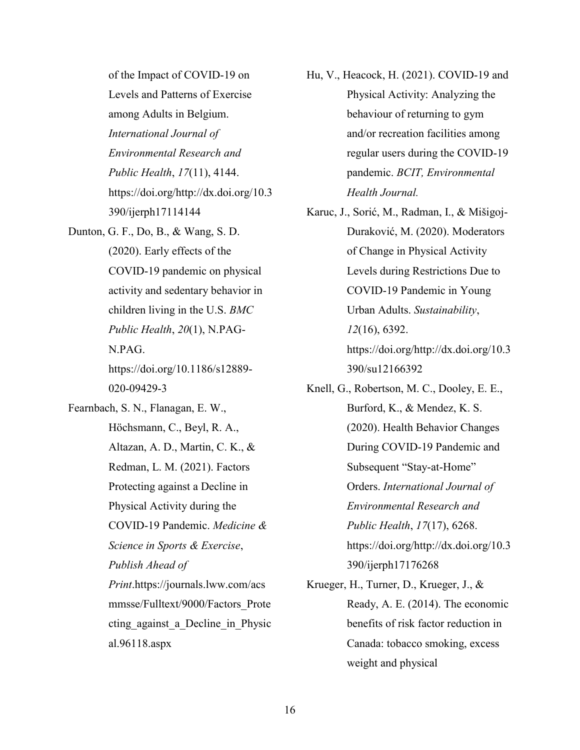of the Impact of COVID-19 on Levels and Patterns of Exercise among Adults in Belgium. *International Journal of Environmental Research and Public Health*, *17*(11), 4144. https://doi.org/http://dx.doi.org/10.3390/ijerph17114144

Dunton, G. F., Do, B., & Wang, S. D. (2020). Early effects of the COVID-19 pandemic on physical activity and sedentary behavior in children living in the U.S. *BMC Public Health*, *20*(1), N.PAG-N.PAG. https://doi.org/10.1186/s12889-020-09429-3

Fearnbach, S. N., Flanagan, E. W., Höchsmann, C., Beyl, R. A., Altazan, A. D., Martin, C. K., & Redman, L. M. (2021). Factors Protecting against a Decline in Physical Activity during the COVID-19 Pandemic. *Medicine & Science in Sports & Exercise*, *Publish Ahead of Print*.https://journals.lww.com/acsmmsse/Fulltext/9000/Factors_Protecting_against_a_Decline_in_Physical.96118.aspx

Hu, V., Heacock, H. (2021). COVID-19 and Physical Activity: Analyzing the behaviour of returning to gym and/or recreation facilities among regular users during the COVID-19 pandemic. *BCIT, Environmental Health Journal.*

Karuc, J., Sorić, M., Radman, I., & Mišigoj-Duraković, M. (2020). Moderators of Change in Physical Activity Levels during Restrictions Due to COVID-19 Pandemic in Young Urban Adults. *Sustainability*, *12*(16), 6392. https://doi.org/http://dx.doi.org/10.3390/su12166392

Knell, G., Robertson, M. C., Dooley, E. E., Burford, K., & Mendez, K. S. (2020). Health Behavior Changes During COVID-19 Pandemic and Subsequent "Stay-at-Home" Orders. *International Journal of Environmental Research and Public Health*, *17*(17), 6268. https://doi.org/http://dx.doi.org/10.3390/ijerph17176268

Krueger, H., Turner, D., Krueger, J., & Ready, A. E. (2014). The economic benefits of risk factor reduction in Canada: tobacco smoking, excess weight and physical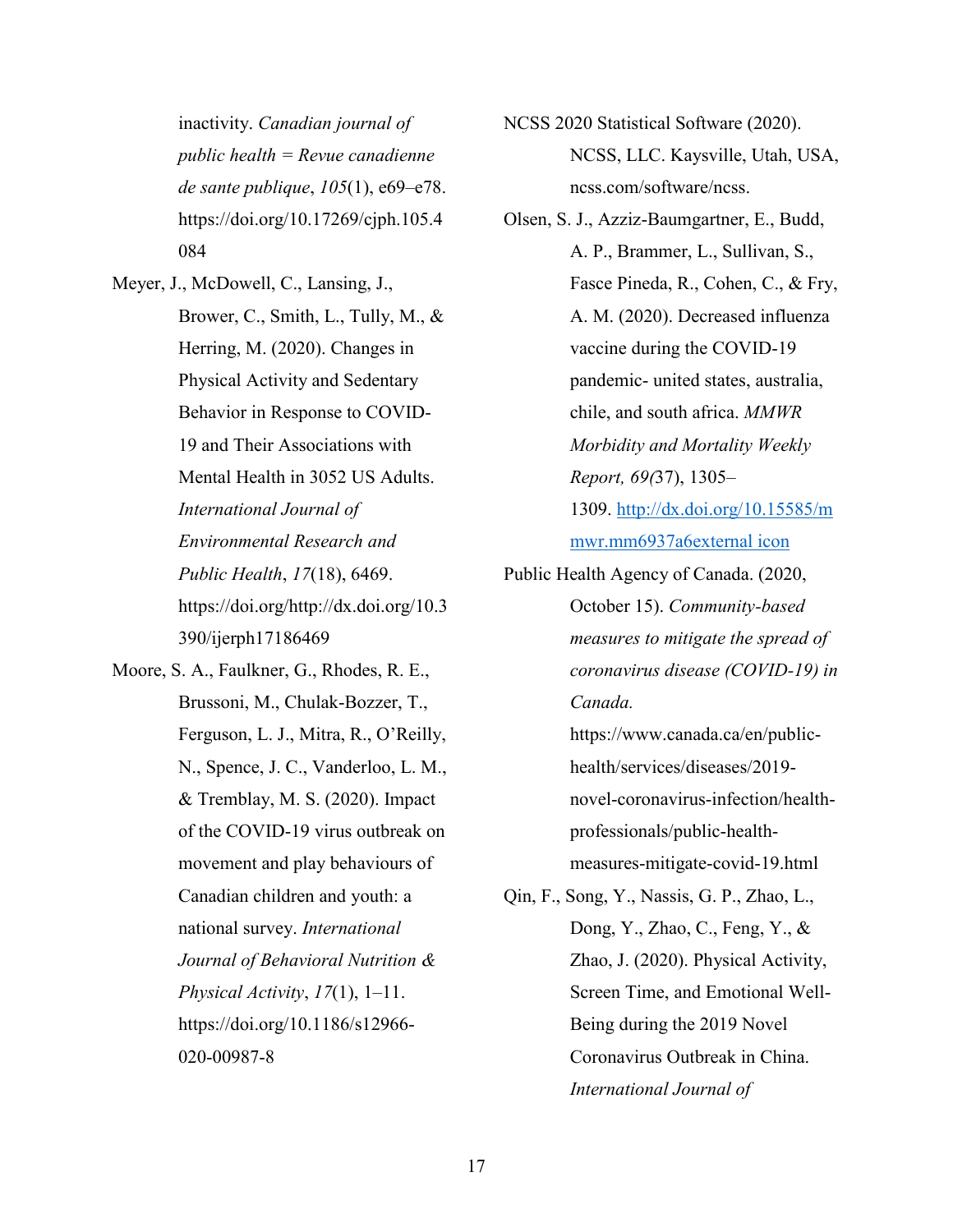inactivity. *Canadian journal of public health = Revue canadienne de sante publique*, *105*(1), e69–e78. https://doi.org/10.17269/cjph.105.4084

Meyer, J., McDowell, C., Lansing, J., Brower, C., Smith, L., Tully, M., & Herring, M. (2020). Changes in Physical Activity and Sedentary Behavior in Response to COVID-19 and Their Associations with Mental Health in 3052 US Adults. *International Journal of Environmental Research and Public Health*, *17*(18), 6469. https://doi.org/http://dx.doi.org/10.3390/ijerph17186469

Moore, S. A., Faulkner, G., Rhodes, R. E., Brussoni, M., Chulak-Bozzer, T., Ferguson, L. J., Mitra, R., O'Reilly, N., Spence, J. C., Vanderloo, L. M., & Tremblay, M. S. (2020). Impact of the COVID-19 virus outbreak on movement and play behaviours of Canadian children and youth: a national survey. *International Journal of Behavioral Nutrition & Physical Activity*, *17*(1), 1–11. https://doi.org/10.1186/s12966-020-00987-8

NCSS 2020 Statistical Software (2020). NCSS, LLC. Kaysville, Utah, USA, ncss.com/software/ncss.

Olsen, S. J., Azziz-Baumgartner, E., Budd, A. P., Brammer, L., Sullivan, S., Fasce Pineda, R., Cohen, C., & Fry, A. M. (2020). Decreased influenza vaccine during the COVID-19 pandemic- united states, australia, chile, and south africa. *MMWR Morbidity and Mortality Weekly Report, 69(*37), 1305–1309. [http://dx.doi.org/10.15585/mmwr.mm6937a6external icon](http://dx.doi.org/10.15585/mmwr.mm6937a6)

Public Health Agency of Canada. (2020, October 15). *Community-based measures to mitigate the spread of coronavirus disease (COVID-19) in Canada.* https://www.canada.ca/en/public-health/services/diseases/2019-novel-coronavirus-infection/health-professionals/public-health-measures-mitigate-covid-19.html

Qin, F., Song, Y., Nassis, G. P., Zhao, L., Dong, Y., Zhao, C., Feng, Y., & Zhao, J. (2020). Physical Activity, Screen Time, and Emotional Well-Being during the 2019 Novel Coronavirus Outbreak in China. *International Journal of*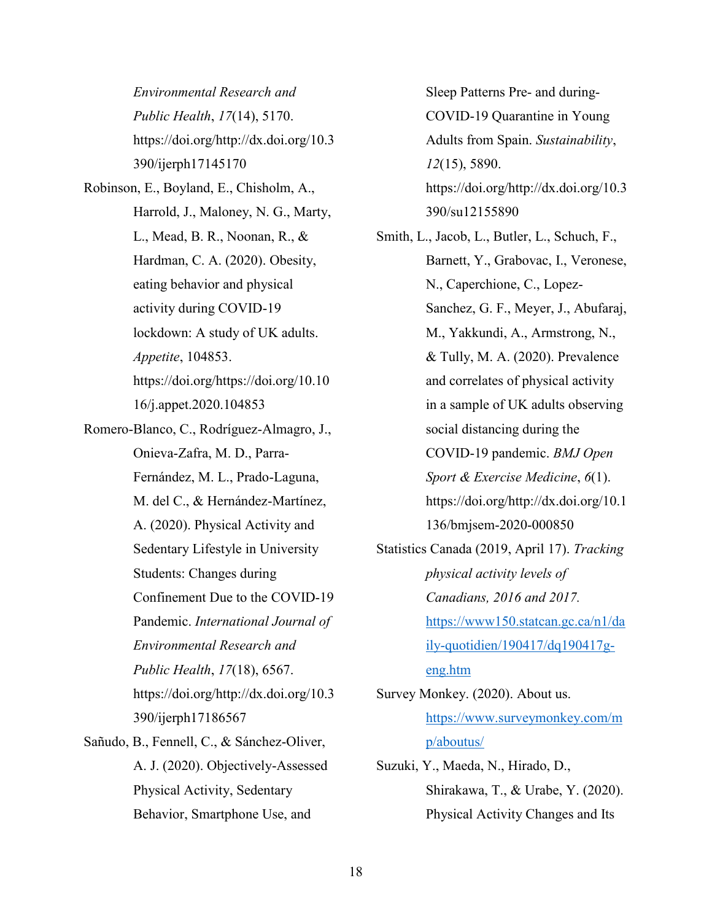*Environmental Research and Public Health*, *17*(14), 5170. https://doi.org/http://dx.doi.org/10.3390/ijerph17145170

Robinson, E., Boyland, E., Chisholm, A., Harrold, J., Maloney, N. G., Marty, L., Mead, B. R., Noonan, R., & Hardman, C. A. (2020). Obesity, eating behavior and physical activity during COVID-19 lockdown: A study of UK adults. *Appetite*, 104853. https://doi.org/https://doi.org/10.1016/j.appet.2020.104853

Romero-Blanco, C., Rodríguez-Almagro, J., Onieva-Zafra, M. D., Parra-Fernández, M. L., Prado-Laguna, M. del C., & Hernández-Martínez, A. (2020). Physical Activity and Sedentary Lifestyle in University Students: Changes during Confinement Due to the COVID-19 Pandemic. *International Journal of Environmental Research and Public Health*, *17*(18), 6567. https://doi.org/http://dx.doi.org/10.3390/ijerph17186567

Sañudo, B., Fennell, C., & Sánchez-Oliver, A. J. (2020). Objectively-Assessed Physical Activity, Sedentary Behavior, Smartphone Use, and Sleep Patterns Pre- and during-COVID-19 Quarantine in Young Adults from Spain. *Sustainability*, *12*(15), 5890. https://doi.org/http://dx.doi.org/10.3390/su12155890

Smith, L., Jacob, L., Butler, L., Schuch, F., Barnett, Y., Grabovac, I., Veronese, N., Caperchione, C., Lopez-Sanchez, G. F., Meyer, J., Abufaraj, M., Yakkundi, A., Armstrong, N., & Tully, M. A. (2020). Prevalence and correlates of physical activity in a sample of UK adults observing social distancing during the COVID-19 pandemic. *BMJ Open Sport & Exercise Medicine*, *6*(1). https://doi.org/http://dx.doi.org/10.1136/bmjsem-2020-000850

Statistics Canada (2019, April 17). *Tracking physical activity levels of Canadians, 2016 and 2017.* https://www150.statcan.gc.ca/n1/daily-quotidien/190417/dq190417g-eng.htm

Survey Monkey. (2020). About us. https://www.surveymonkey.com/mp/aboutus/

Suzuki, Y., Maeda, N., Hirado, D., Shirakawa, T., & Urabe, Y. (2020). Physical Activity Changes and Its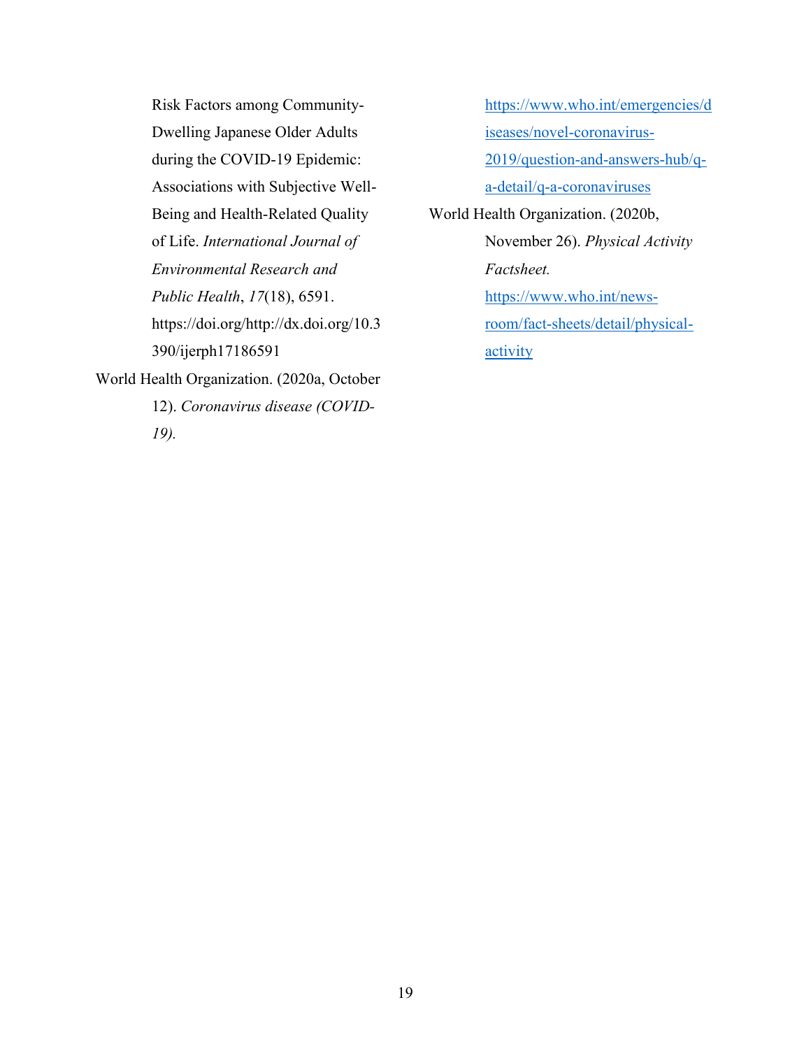Risk Factors among Community-Dwelling Japanese Older Adults during the COVID-19 Epidemic: Associations with Subjective Well-Being and Health-Related Quality of Life. *International Journal of Environmental Research and Public Health*, *17*(18), 6591. https://doi.org/http://dx.doi.org/10.3390/ijerph17186591

World Health Organization. (2020a, October 12). *Coronavirus disease (COVID-19).* https://www.who.int/emergencies/diseases/novel-coronavirus-2019/question-and-answers-hub/q-a-detail/q-a-coronaviruses

World Health Organization. (2020b, November 26). *Physical Activity Factsheet.* https://www.who.int/news-room/fact-sheets/detail/physical-activity